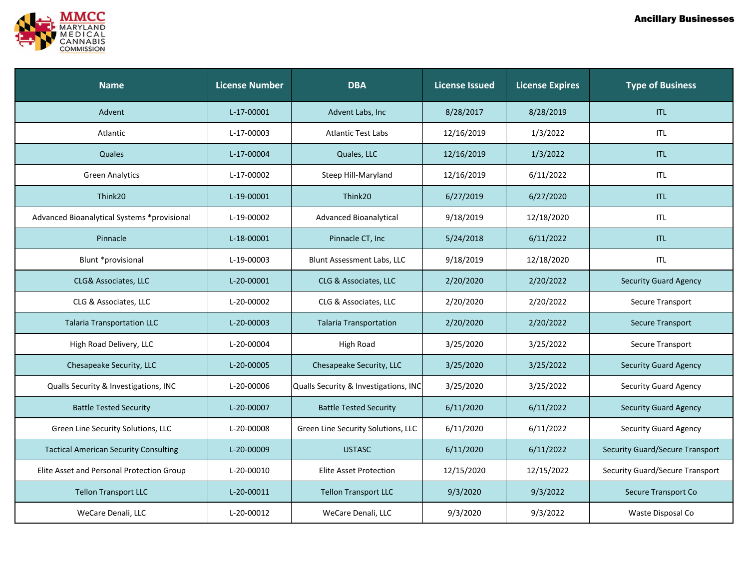# Ancillary Businesses

| Name | License Number | DBA | License Issued | License Expires | Type of Business |
|---|---|---|---|---|---|
| Advent | L-17-00001 | Advent Labs, Inc | 8/28/2017 | 8/28/2019 | ITL |
| Atlantic | L-17-00003 | Atlantic Test Labs | 12/16/2019 | 1/3/2022 | ITL |
| Quales | L-17-00004 | Quales, LLC | 12/16/2019 | 1/3/2022 | ITL |
| Green Analytics | L-17-00002 | Steep Hill-Maryland | 12/16/2019 | 6/11/2022 | ITL |
| Think20 | L-19-00001 | Think20 | 6/27/2019 | 6/27/2020 | ITL |
| Advanced Bioanalytical Systems *provisional | L-19-00002 | Advanced Bioanalytical | 9/18/2019 | 12/18/2020 | ITL |
| Pinnacle | L-18-00001 | Pinnacle CT, Inc | 5/24/2018 | 6/11/2022 | ITL |
| Blunt *provisional | L-19-00003 | Blunt Assessment Labs, LLC | 9/18/2019 | 12/18/2020 | ITL |
| CLG& Associates, LLC | L-20-00001 | CLG & Associates, LLC | 2/20/2020 | 2/20/2022 | Security Guard Agency |
| CLG & Associates, LLC | L-20-00002 | CLG & Associates, LLC | 2/20/2020 | 2/20/2022 | Secure Transport |
| Talaria Transportation LLC | L-20-00003 | Talaria Transportation | 2/20/2020 | 2/20/2022 | Secure Transport |
| High Road Delivery, LLC | L-20-00004 | High Road | 3/25/2020 | 3/25/2022 | Secure Transport |
| Chesapeake Security, LLC | L-20-00005 | Chesapeake Security, LLC | 3/25/2020 | 3/25/2022 | Security Guard Agency |
| Qualls Security & Investigations, INC | L-20-00006 | Qualls Security & Investigations, INC | 3/25/2020 | 3/25/2022 | Security Guard Agency |
| Battle Tested Security | L-20-00007 | Battle Tested Security | 6/11/2020 | 6/11/2022 | Security Guard Agency |
| Green Line Security Solutions, LLC | L-20-00008 | Green Line Security Solutions, LLC | 6/11/2020 | 6/11/2022 | Security Guard Agency |
| Tactical American Security Consulting | L-20-00009 | USTASC | 6/11/2020 | 6/11/2022 | Security Guard/Secure Transport |
| Elite Asset and Personal Protection Group | L-20-00010 | Elite Asset Protection | 12/15/2020 | 12/15/2022 | Security Guard/Secure Transport |
| Tellon Transport LLC | L-20-00011 | Tellon Transport LLC | 9/3/2020 | 9/3/2022 | Secure Transport Co |
| WeCare Denali, LLC | L-20-00012 | WeCare Denali, LLC | 9/3/2020 | 9/3/2022 | Waste Disposal Co |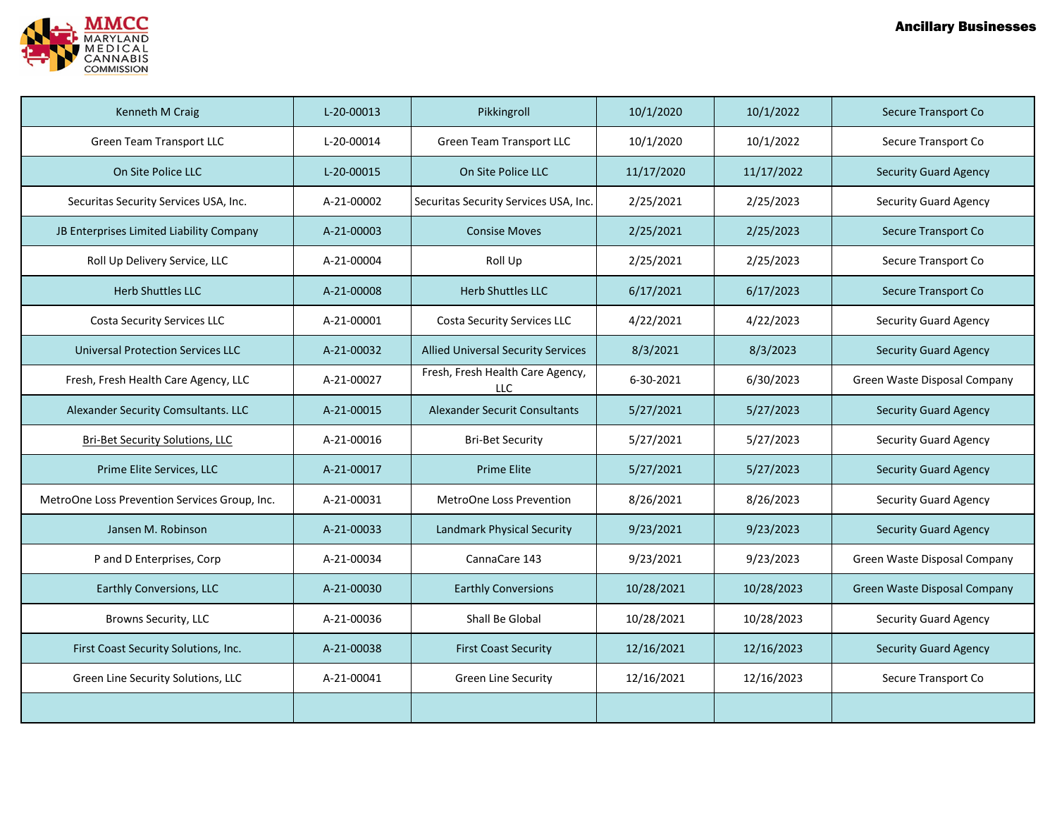| Kenneth M Craig | L-20-00013 | Pikkingroll | 10/1/2020 | 10/1/2022 | Secure Transport Co |
|---|---|---|---|---|---|
| Green Team Transport LLC | L-20-00014 | Green Team Transport LLC | 10/1/2020 | 10/1/2022 | Secure Transport Co |
| On Site Police LLC | L-20-00015 | On Site Police LLC | 11/17/2020 | 11/17/2022 | Security Guard Agency |
| Securitas Security Services USA, Inc. | A-21-00002 | Securitas Security Services USA, Inc. | 2/25/2021 | 2/25/2023 | Security Guard Agency |
| JB Enterprises Limited Liability Company | A-21-00003 | Consise Moves | 2/25/2021 | 2/25/2023 | Secure Transport Co |
| Roll Up Delivery Service, LLC | A-21-00004 | Roll Up | 2/25/2021 | 2/25/2023 | Secure Transport Co |
| Herb Shuttles LLC | A-21-00008 | Herb Shuttles LLC | 6/17/2021 | 6/17/2023 | Secure Transport Co |
| Costa Security Services LLC | A-21-00001 | Costa Security Services LLC | 4/22/2021 | 4/22/2023 | Security Guard Agency |
| Universal Protection Services LLC | A-21-00032 | Allied Universal Security Services | 8/3/2021 | 8/3/2023 | Security Guard Agency |
| Fresh, Fresh Health Care Agency, LLC | A-21-00027 | Fresh, Fresh Health Care Agency, LLC | 6-30-2021 | 6/30/2023 | Green Waste Disposal Company |
| Alexander Security Comsultants. LLC | A-21-00015 | Alexander Securit Consultants | 5/27/2021 | 5/27/2023 | Security Guard Agency |
| Bri-Bet Security Solutions, LLC | A-21-00016 | Bri-Bet Security | 5/27/2021 | 5/27/2023 | Security Guard Agency |
| Prime Elite Services, LLC | A-21-00017 | Prime Elite | 5/27/2021 | 5/27/2023 | Security Guard Agency |
| MetroOne Loss Prevention Services Group, Inc. | A-21-00031 | MetroOne Loss Prevention | 8/26/2021 | 8/26/2023 | Security Guard Agency |
| Jansen M. Robinson | A-21-00033 | Landmark Physical Security | 9/23/2021 | 9/23/2023 | Security Guard Agency |
| P and D Enterprises, Corp | A-21-00034 | CannaCare 143 | 9/23/2021 | 9/23/2023 | Green Waste Disposal Company |
| Earthly Conversions, LLC | A-21-00030 | Earthly Conversions | 10/28/2021 | 10/28/2023 | Green Waste Disposal Company |
| Browns Security, LLC | A-21-00036 | Shall Be Global | 10/28/2021 | 10/28/2023 | Security Guard Agency |
| First Coast Security Solutions, Inc. | A-21-00038 | First Coast Security | 12/16/2021 | 12/16/2023 | Security Guard Agency |
| Green Line Security Solutions, LLC | A-21-00041 | Green Line Security | 12/16/2021 | 12/16/2023 | Secure Transport Co |
| | | | | | |